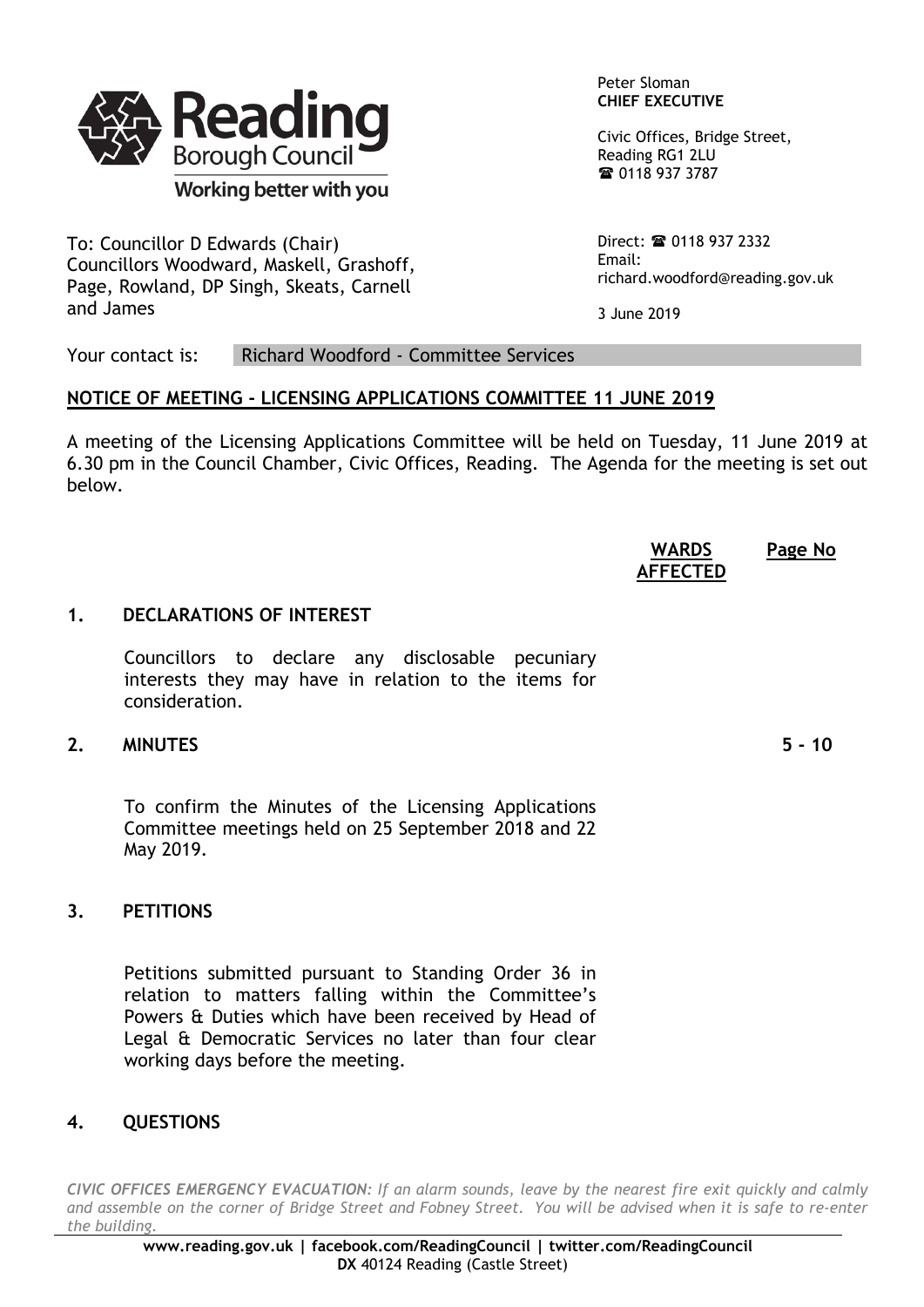Reading Borough Council

Working better with you

Peter Sloman
**CHIEF EXECUTIVE**

Civic Offices, Bridge Street,
Reading RG1 2LU
☎ 0118 937 3787

To: Councillor D Edwards (Chair)
Councillors Woodward, Maskell, Grashoff, Page, Rowland, DP Singh, Skeats, Carnell and James

Direct: ☎ 0118 937 2332
Email: richard.woodford@reading.gov.uk

3 June 2019

Your contact is: Richard Woodford - Committee Services

## NOTICE OF MEETING - LICENSING APPLICATIONS COMMITTEE 11 JUNE 2019

A meeting of the Licensing Applications Committee will be held on Tuesday, 11 June 2019 at 6.30 pm in the Council Chamber, Civic Offices, Reading. The Agenda for the meeting is set out below.

| | | WARDS AFFECTED | Page No |
|---|---|---|---|
| **1.** | **DECLARATIONS OF INTEREST**<br><br>Councillors to declare any disclosable pecuniary interests they may have in relation to the items for consideration. | | |
| **2.** | **MINUTES**<br><br>To confirm the Minutes of the Licensing Applications Committee meetings held on 25 September 2018 and 22 May 2019. | | **5 - 10** |
| **3.** | **PETITIONS**<br><br>Petitions submitted pursuant to Standing Order 36 in relation to matters falling within the Committee's Powers & Duties which have been received by Head of Legal & Democratic Services no later than four clear working days before the meeting. | | |
| **4.** | **QUESTIONS** | | |

*CIVIC OFFICES EMERGENCY EVACUATION: If an alarm sounds, leave by the nearest fire exit quickly and calmly and assemble on the corner of Bridge Street and Fobney Street. You will be advised when it is safe to re-enter the building.*

**www.reading.gov.uk | facebook.com/ReadingCouncil | twitter.com/ReadingCouncil**
**DX** 40124 Reading (Castle Street)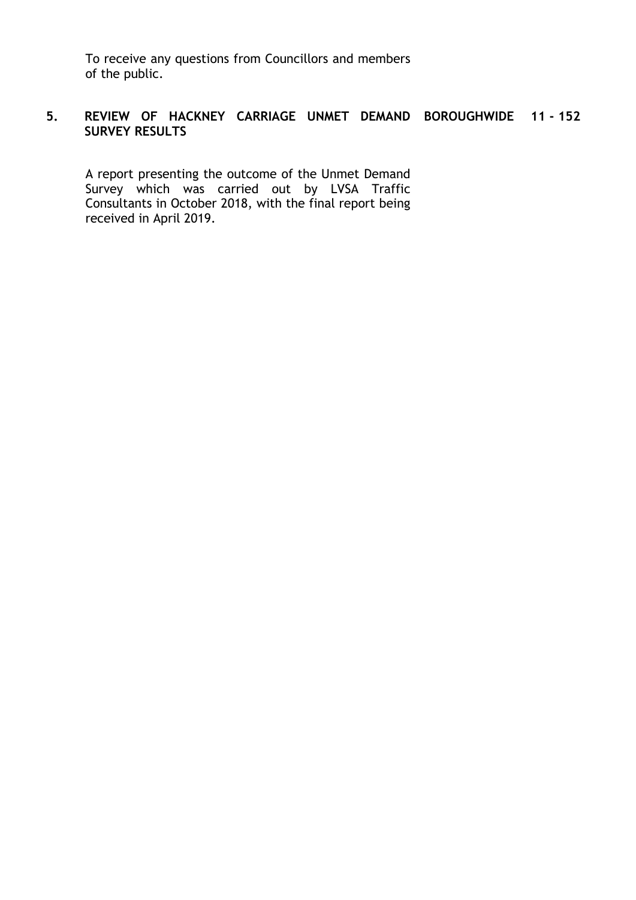To receive any questions from Councillors and members of the public.

**5. REVIEW OF HACKNEY CARRIAGE UNMET DEMAND BOROUGHWIDE SURVEY RESULTS** **11 - 152**

A report presenting the outcome of the Unmet Demand Survey which was carried out by LVSA Traffic Consultants in October 2018, with the final report being received in April 2019.